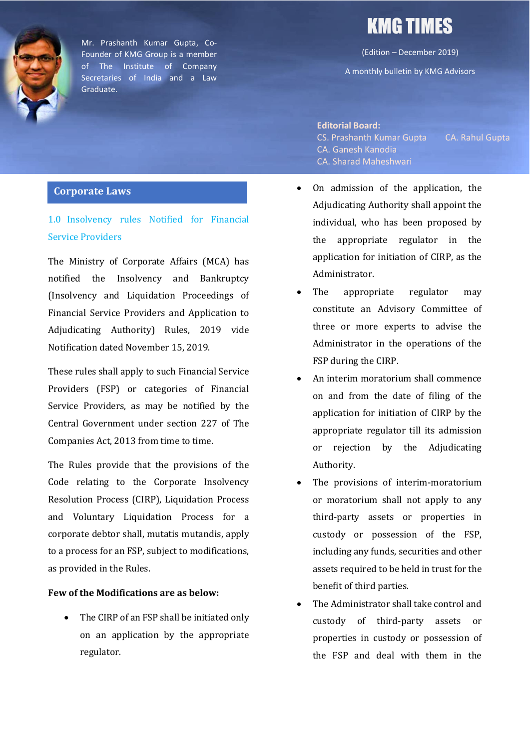# KMG TIMES

(Edition – December 2019)

A monthly bulletin by KMG Advisors

Mr. Prashanth Kumar Gupta, Co-Founder of KMG Group is a member of The Institute of Company Secretaries of India and a Law Graduate.

**Editorial Board:**
CS. Prashanth Kumar Gupta
CA. Rahul Gupta
CA. Ganesh Kanodia
CA. Sharad Maheshwari

## Corporate Laws

### 1.0 Insolvency rules Notified for Financial Service Providers

The Ministry of Corporate Affairs (MCA) has notified the Insolvency and Bankruptcy (Insolvency and Liquidation Proceedings of Financial Service Providers and Application to Adjudicating Authority) Rules, 2019 vide Notification dated November 15, 2019.

These rules shall apply to such Financial Service Providers (FSP) or categories of Financial Service Providers, as may be notified by the Central Government under section 227 of The Companies Act, 2013 from time to time.

The Rules provide that the provisions of the Code relating to the Corporate Insolvency Resolution Process (CIRP), Liquidation Process and Voluntary Liquidation Process for a corporate debtor shall, mutatis mutandis, apply to a process for an FSP, subject to modifications, as provided in the Rules.

**Few of the Modifications are as below:**

- The CIRP of an FSP shall be initiated only on an application by the appropriate regulator.
- On admission of the application, the Adjudicating Authority shall appoint the individual, who has been proposed by the appropriate regulator in the application for initiation of CIRP, as the Administrator.
- The appropriate regulator may constitute an Advisory Committee of three or more experts to advise the Administrator in the operations of the FSP during the CIRP.
- An interim moratorium shall commence on and from the date of filing of the application for initiation of CIRP by the appropriate regulator till its admission or rejection by the Adjudicating Authority.
- The provisions of interim-moratorium or moratorium shall not apply to any third-party assets or properties in custody or possession of the FSP, including any funds, securities and other assets required to be held in trust for the benefit of third parties.
- The Administrator shall take control and custody of third-party assets or properties in custody or possession of the FSP and deal with them in the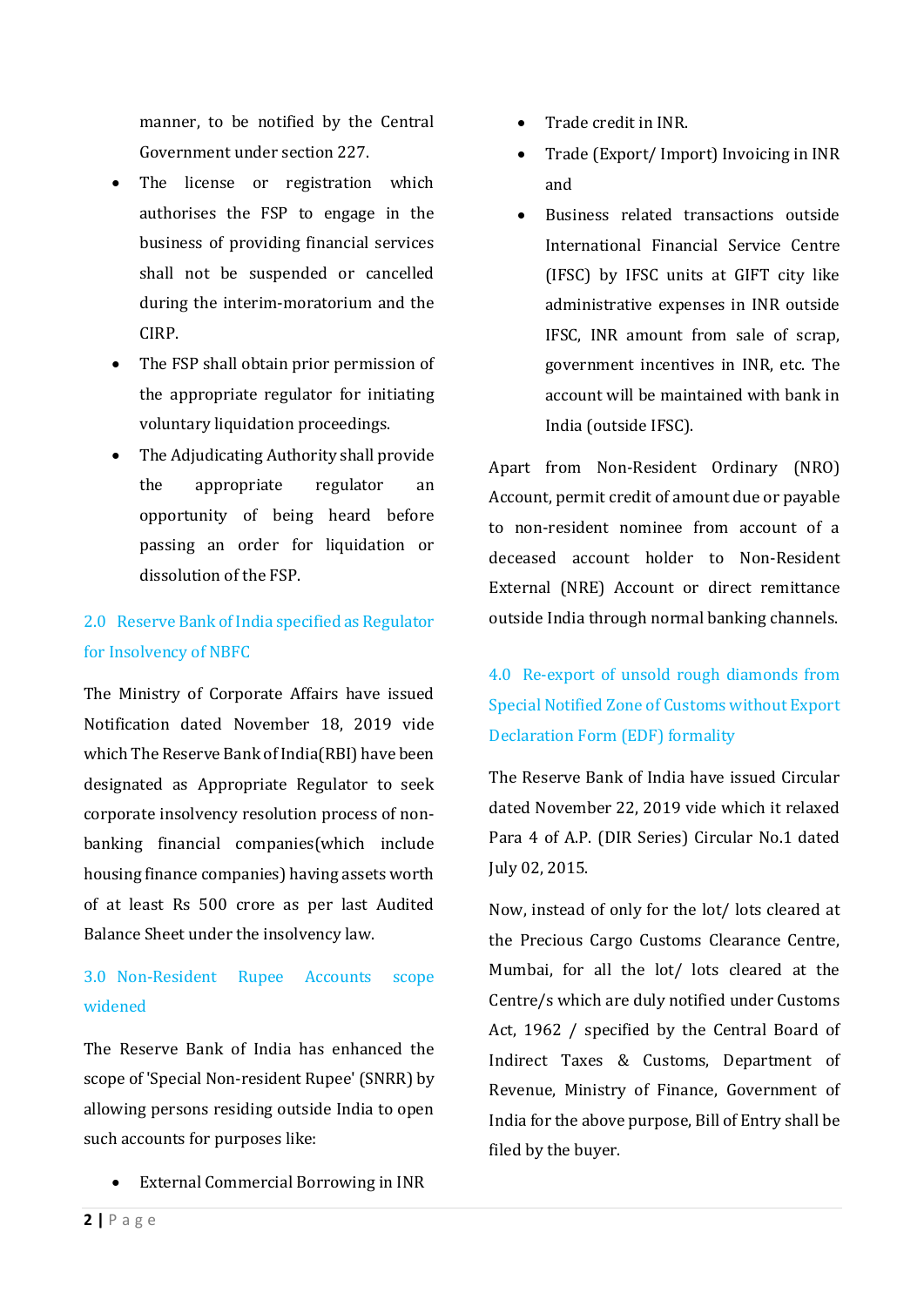manner, to be notified by the Central Government under section 227.

- The license or registration which authorises the FSP to engage in the business of providing financial services shall not be suspended or cancelled during the interim-moratorium and the CIRP.
- The FSP shall obtain prior permission of the appropriate regulator for initiating voluntary liquidation proceedings.
- The Adjudicating Authority shall provide the appropriate regulator an opportunity of being heard before passing an order for liquidation or dissolution of the FSP.

## 2.0 Reserve Bank of India specified as Regulator for Insolvency of NBFC

The Ministry of Corporate Affairs have issued Notification dated November 18, 2019 vide which The Reserve Bank of India(RBI) have been designated as Appropriate Regulator to seek corporate insolvency resolution process of non-banking financial companies(which include housing finance companies) having assets worth of at least Rs 500 crore as per last Audited Balance Sheet under the insolvency law.

## 3.0 Non-Resident Rupee Accounts scope widened

The Reserve Bank of India has enhanced the scope of 'Special Non-resident Rupee' (SNRR) by allowing persons residing outside India to open such accounts for purposes like:

- External Commercial Borrowing in INR
- Trade credit in INR.
- Trade (Export/ Import) Invoicing in INR and
- Business related transactions outside International Financial Service Centre (IFSC) by IFSC units at GIFT city like administrative expenses in INR outside IFSC, INR amount from sale of scrap, government incentives in INR, etc. The account will be maintained with bank in India (outside IFSC).

Apart from Non-Resident Ordinary (NRO) Account, permit credit of amount due or payable to non-resident nominee from account of a deceased account holder to Non-Resident External (NRE) Account or direct remittance outside India through normal banking channels.

## 4.0 Re-export of unsold rough diamonds from Special Notified Zone of Customs without Export Declaration Form (EDF) formality

The Reserve Bank of India have issued Circular dated November 22, 2019 vide which it relaxed Para 4 of A.P. (DIR Series) Circular No.1 dated July 02, 2015.

Now, instead of only for the lot/ lots cleared at the Precious Cargo Customs Clearance Centre, Mumbai, for all the lot/ lots cleared at the Centre/s which are duly notified under Customs Act, 1962 / specified by the Central Board of Indirect Taxes & Customs, Department of Revenue, Ministry of Finance, Government of India for the above purpose, Bill of Entry shall be filed by the buyer.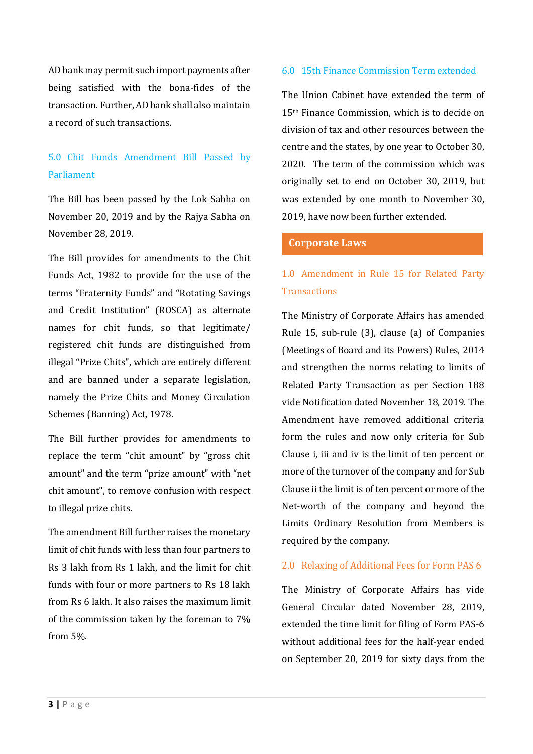AD bank may permit such import payments after being satisfied with the bona-fides of the transaction. Further, AD bank shall also maintain a record of such transactions.

### 5.0 Chit Funds Amendment Bill Passed by Parliament

The Bill has been passed by the Lok Sabha on November 20, 2019 and by the Rajya Sabha on November 28, 2019.

The Bill provides for amendments to the Chit Funds Act, 1982 to provide for the use of the terms "Fraternity Funds" and "Rotating Savings and Credit Institution" (ROSCA) as alternate names for chit funds, so that legitimate/ registered chit funds are distinguished from illegal "Prize Chits", which are entirely different and are banned under a separate legislation, namely the Prize Chits and Money Circulation Schemes (Banning) Act, 1978.

The Bill further provides for amendments to replace the term "chit amount" by "gross chit amount" and the term "prize amount" with "net chit amount", to remove confusion with respect to illegal prize chits.

The amendment Bill further raises the monetary limit of chit funds with less than four partners to Rs 3 lakh from Rs 1 lakh, and the limit for chit funds with four or more partners to Rs 18 lakh from Rs 6 lakh. It also raises the maximum limit of the commission taken by the foreman to 7% from 5%.

### 6.0 15th Finance Commission Term extended

The Union Cabinet have extended the term of 15th Finance Commission, which is to decide on division of tax and other resources between the centre and the states, by one year to October 30, 2020. The term of the commission which was originally set to end on October 30, 2019, but was extended by one month to November 30, 2019, have now been further extended.

## Corporate Laws

### 1.0 Amendment in Rule 15 for Related Party Transactions

The Ministry of Corporate Affairs has amended Rule 15, sub-rule (3), clause (a) of Companies (Meetings of Board and its Powers) Rules, 2014 and strengthen the norms relating to limits of Related Party Transaction as per Section 188 vide Notification dated November 18, 2019. The Amendment have removed additional criteria form the rules and now only criteria for Sub Clause i, iii and iv is the limit of ten percent or more of the turnover of the company and for Sub Clause ii the limit is of ten percent or more of the Net-worth of the company and beyond the Limits Ordinary Resolution from Members is required by the company.

### 2.0 Relaxing of Additional Fees for Form PAS 6

The Ministry of Corporate Affairs has vide General Circular dated November 28, 2019, extended the time limit for filing of Form PAS-6 without additional fees for the half-year ended on September 20, 2019 for sixty days from the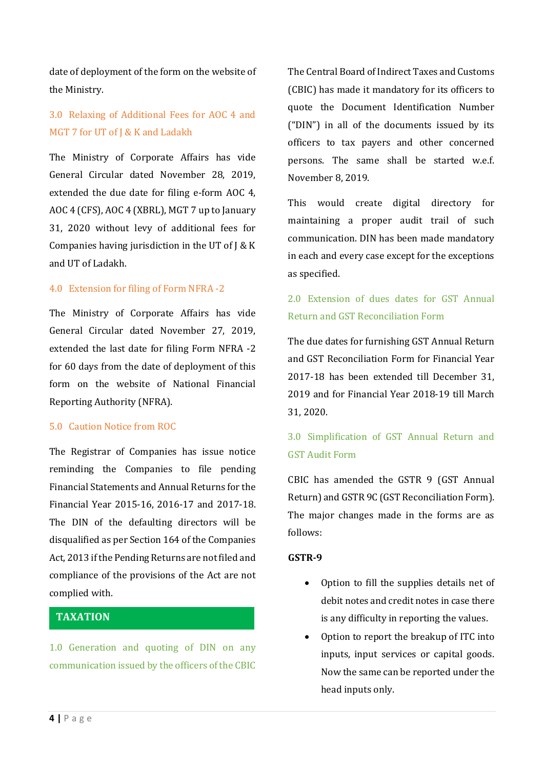date of deployment of the form on the website of the Ministry.

### 3.0 Relaxing of Additional Fees for AOC 4 and MGT 7 for UT of J & K and Ladakh

The Ministry of Corporate Affairs has vide General Circular dated November 28, 2019, extended the due date for filing e-form AOC 4, AOC 4 (CFS), AOC 4 (XBRL), MGT 7 up to January 31, 2020 without levy of additional fees for Companies having jurisdiction in the UT of J & K and UT of Ladakh.

### 4.0 Extension for filing of Form NFRA -2

The Ministry of Corporate Affairs has vide General Circular dated November 27, 2019, extended the last date for filing Form NFRA -2 for 60 days from the date of deployment of this form on the website of National Financial Reporting Authority (NFRA).

### 5.0 Caution Notice from ROC

The Registrar of Companies has issue notice reminding the Companies to file pending Financial Statements and Annual Returns for the Financial Year 2015-16, 2016-17 and 2017-18. The DIN of the defaulting directors will be disqualified as per Section 164 of the Companies Act, 2013 if the Pending Returns are not filed and compliance of the provisions of the Act are not complied with.

## TAXATION

### 1.0 Generation and quoting of DIN on any communication issued by the officers of the CBIC

The Central Board of Indirect Taxes and Customs (CBIC) has made it mandatory for its officers to quote the Document Identification Number ("DIN") in all of the documents issued by its officers to tax payers and other concerned persons. The same shall be started w.e.f. November 8, 2019.

This would create digital directory for maintaining a proper audit trail of such communication. DIN has been made mandatory in each and every case except for the exceptions as specified.

### 2.0 Extension of dues dates for GST Annual Return and GST Reconciliation Form

The due dates for furnishing GST Annual Return and GST Reconciliation Form for Financial Year 2017-18 has been extended till December 31, 2019 and for Financial Year 2018-19 till March 31, 2020.

### 3.0 Simplification of GST Annual Return and GST Audit Form

CBIC has amended the GSTR 9 (GST Annual Return) and GSTR 9C (GST Reconciliation Form). The major changes made in the forms are as follows:

**GSTR-9**

- Option to fill the supplies details net of debit notes and credit notes in case there is any difficulty in reporting the values.
- Option to report the breakup of ITC into inputs, input services or capital goods. Now the same can be reported under the head inputs only.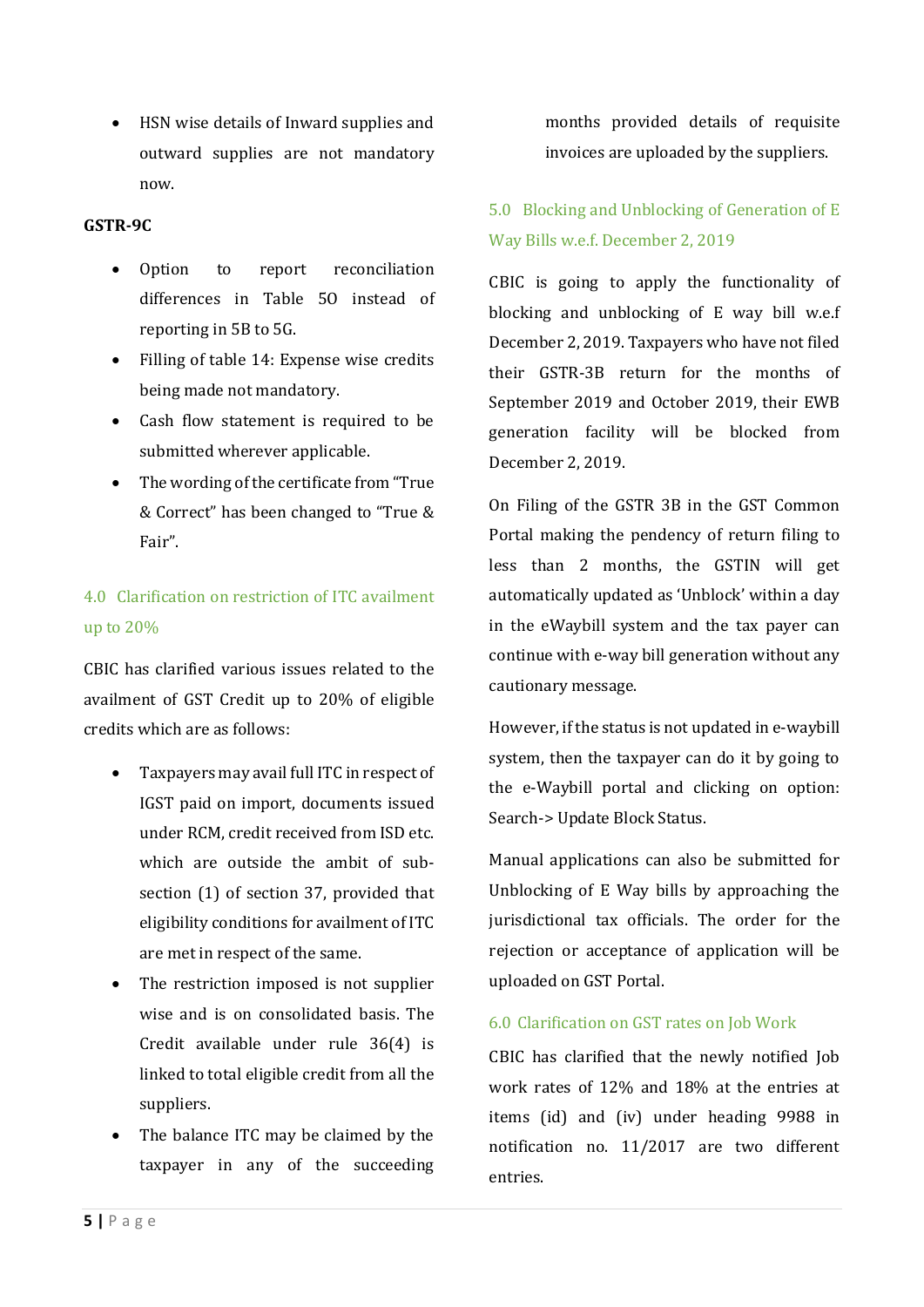- HSN wise details of Inward supplies and outward supplies are not mandatory now.

**GSTR-9C**

- Option to report reconciliation differences in Table 5O instead of reporting in 5B to 5G.
- Filling of table 14: Expense wise credits being made not mandatory.
- Cash flow statement is required to be submitted wherever applicable.
- The wording of the certificate from "True & Correct" has been changed to "True & Fair".

## 4.0 Clarification on restriction of ITC availment up to 20%

CBIC has clarified various issues related to the availment of GST Credit up to 20% of eligible credits which are as follows:

- Taxpayers may avail full ITC in respect of IGST paid on import, documents issued under RCM, credit received from ISD etc. which are outside the ambit of sub-section (1) of section 37, provided that eligibility conditions for availment of ITC are met in respect of the same.
- The restriction imposed is not supplier wise and is on consolidated basis. The Credit available under rule 36(4) is linked to total eligible credit from all the suppliers.
- The balance ITC may be claimed by the taxpayer in any of the succeeding months provided details of requisite invoices are uploaded by the suppliers.

## 5.0 Blocking and Unblocking of Generation of E Way Bills w.e.f. December 2, 2019

CBIC is going to apply the functionality of blocking and unblocking of E way bill w.e.f December 2, 2019. Taxpayers who have not filed their GSTR-3B return for the months of September 2019 and October 2019, their EWB generation facility will be blocked from December 2, 2019.

On Filing of the GSTR 3B in the GST Common Portal making the pendency of return filing to less than 2 months, the GSTIN will get automatically updated as 'Unblock' within a day in the eWaybill system and the tax payer can continue with e-way bill generation without any cautionary message.

However, if the status is not updated in e-waybill system, then the taxpayer can do it by going to the e-Waybill portal and clicking on option: Search-> Update Block Status.

Manual applications can also be submitted for Unblocking of E Way bills by approaching the jurisdictional tax officials. The order for the rejection or acceptance of application will be uploaded on GST Portal.

## 6.0 Clarification on GST rates on Job Work

CBIC has clarified that the newly notified Job work rates of 12% and 18% at the entries at items (id) and (iv) under heading 9988 in notification no. 11/2017 are two different entries.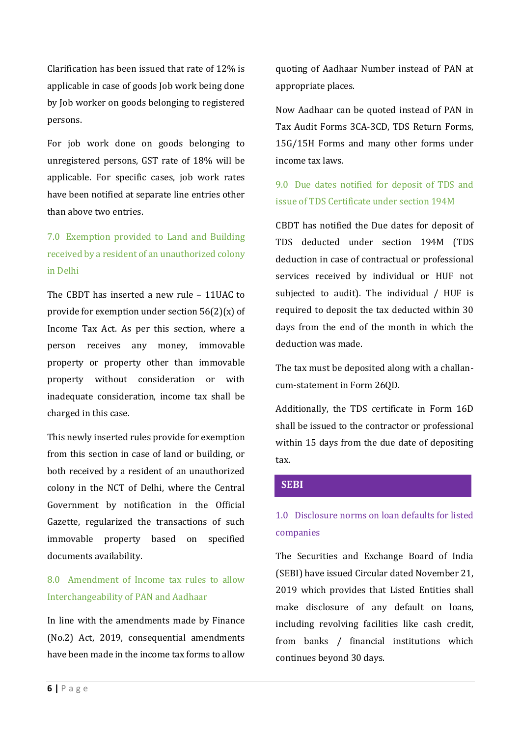Clarification has been issued that rate of 12% is applicable in case of goods Job work being done by Job worker on goods belonging to registered persons.

For job work done on goods belonging to unregistered persons, GST rate of 18% will be applicable. For specific cases, job work rates have been notified at separate line entries other than above two entries.

### 7.0 Exemption provided to Land and Building received by a resident of an unauthorized colony in Delhi

The CBDT has inserted a new rule – 11UAC to provide for exemption under section 56(2)(x) of Income Tax Act. As per this section, where a person receives any money, immovable property or property other than immovable property without consideration or with inadequate consideration, income tax shall be charged in this case.

This newly inserted rules provide for exemption from this section in case of land or building, or both received by a resident of an unauthorized colony in the NCT of Delhi, where the Central Government by notification in the Official Gazette, regularized the transactions of such immovable property based on specified documents availability.

### 8.0 Amendment of Income tax rules to allow Interchangeability of PAN and Aadhaar

In line with the amendments made by Finance (No.2) Act, 2019, consequential amendments have been made in the income tax forms to allow quoting of Aadhaar Number instead of PAN at appropriate places.

Now Aadhaar can be quoted instead of PAN in Tax Audit Forms 3CA-3CD, TDS Return Forms, 15G/15H Forms and many other forms under income tax laws.

### 9.0 Due dates notified for deposit of TDS and issue of TDS Certificate under section 194M

CBDT has notified the Due dates for deposit of TDS deducted under section 194M (TDS deduction in case of contractual or professional services received by individual or HUF not subjected to audit). The individual / HUF is required to deposit the tax deducted within 30 days from the end of the month in which the deduction was made.

The tax must be deposited along with a challan-cum-statement in Form 26QD.

Additionally, the TDS certificate in Form 16D shall be issued to the contractor or professional within 15 days from the due date of depositing tax.

## SEBI

### 1.0 Disclosure norms on loan defaults for listed companies

The Securities and Exchange Board of India (SEBI) have issued Circular dated November 21, 2019 which provides that Listed Entities shall make disclosure of any default on loans, including revolving facilities like cash credit, from banks / financial institutions which continues beyond 30 days.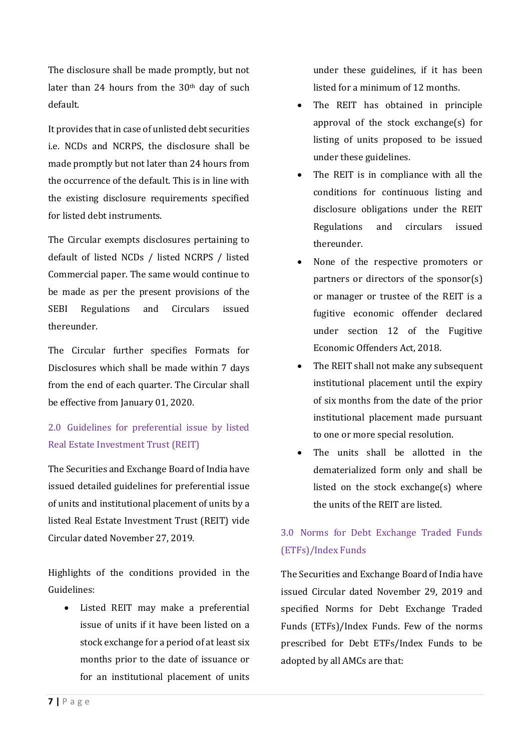The disclosure shall be made promptly, but not later than 24 hours from the 30th day of such default.

It provides that in case of unlisted debt securities i.e. NCDs and NCRPS, the disclosure shall be made promptly but not later than 24 hours from the occurrence of the default. This is in line with the existing disclosure requirements specified for listed debt instruments.

The Circular exempts disclosures pertaining to default of listed NCDs / listed NCRPS / listed Commercial paper. The same would continue to be made as per the present provisions of the SEBI Regulations and Circulars issued thereunder.

The Circular further specifies Formats for Disclosures which shall be made within 7 days from the end of each quarter. The Circular shall be effective from January 01, 2020.

## 2.0 Guidelines for preferential issue by listed Real Estate Investment Trust (REIT)

The Securities and Exchange Board of India have issued detailed guidelines for preferential issue of units and institutional placement of units by a listed Real Estate Investment Trust (REIT) vide Circular dated November 27, 2019.

Highlights of the conditions provided in the Guidelines:

- Listed REIT may make a preferential issue of units if it have been listed on a stock exchange for a period of at least six months prior to the date of issuance or for an institutional placement of units under these guidelines, if it has been listed for a minimum of 12 months.
- The REIT has obtained in principle approval of the stock exchange(s) for listing of units proposed to be issued under these guidelines.
- The REIT is in compliance with all the conditions for continuous listing and disclosure obligations under the REIT Regulations and circulars issued thereunder.
- None of the respective promoters or partners or directors of the sponsor(s) or manager or trustee of the REIT is a fugitive economic offender declared under section 12 of the Fugitive Economic Offenders Act, 2018.
- The REIT shall not make any subsequent institutional placement until the expiry of six months from the date of the prior institutional placement made pursuant to one or more special resolution.
- The units shall be allotted in the dematerialized form only and shall be listed on the stock exchange(s) where the units of the REIT are listed.

## 3.0 Norms for Debt Exchange Traded Funds (ETFs)/Index Funds

The Securities and Exchange Board of India have issued Circular dated November 29, 2019 and specified Norms for Debt Exchange Traded Funds (ETFs)/Index Funds. Few of the norms prescribed for Debt ETFs/Index Funds to be adopted by all AMCs are that: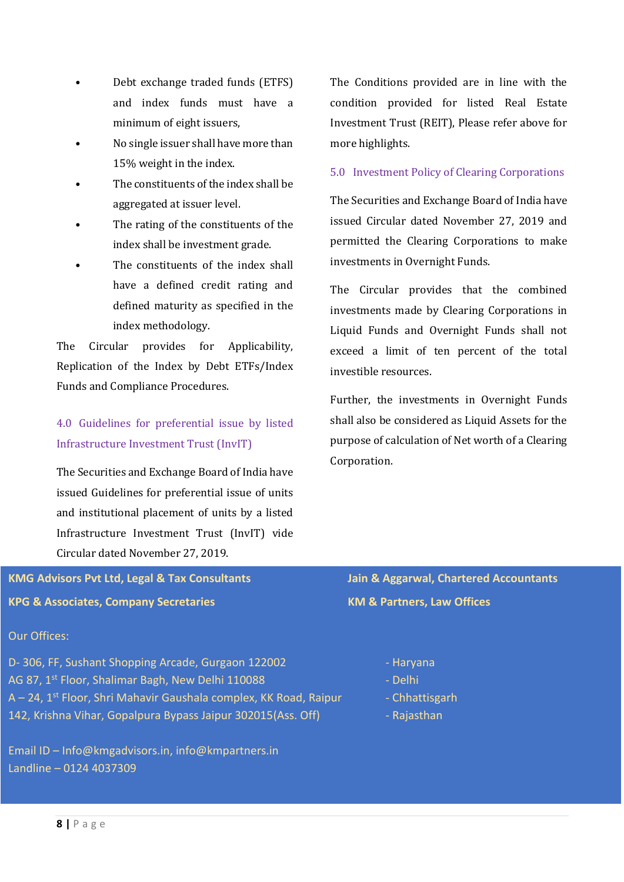- Debt exchange traded funds (ETFS) and index funds must have a minimum of eight issuers,
- No single issuer shall have more than 15% weight in the index.
- The constituents of the index shall be aggregated at issuer level.
- The rating of the constituents of the index shall be investment grade.
- The constituents of the index shall have a defined credit rating and defined maturity as specified in the index methodology.

The Circular provides for Applicability, Replication of the Index by Debt ETFs/Index Funds and Compliance Procedures.

## 4.0 Guidelines for preferential issue by listed Infrastructure Investment Trust (InvIT)

The Securities and Exchange Board of India have issued Guidelines for preferential issue of units and institutional placement of units by a listed Infrastructure Investment Trust (InvIT) vide Circular dated November 27, 2019.

The Conditions provided are in line with the condition provided for listed Real Estate Investment Trust (REIT), Please refer above for more highlights.

## 5.0 Investment Policy of Clearing Corporations

The Securities and Exchange Board of India have issued Circular dated November 27, 2019 and permitted the Clearing Corporations to make investments in Overnight Funds.

The Circular provides that the combined investments made by Clearing Corporations in Liquid Funds and Overnight Funds shall not exceed a limit of ten percent of the total investible resources.

Further, the investments in Overnight Funds shall also be considered as Liquid Assets for the purpose of calculation of Net worth of a Clearing Corporation.

**KMG Advisors Pvt Ltd, Legal & Tax Consultants**

**Jain & Aggarwal, Chartered Accountants**

**KPG & Associates, Company Secretaries**

**KM & Partners, Law Offices**

Our Offices:

D- 306, FF, Sushant Shopping Arcade, Gurgaon 122002 - Haryana
AG 87, 1st Floor, Shalimar Bagh, New Delhi 110088 - Delhi
A – 24, 1st Floor, Shri Mahavir Gaushala complex, KK Road, Raipur - Chhattisgarh
142, Krishna Vihar, Gopalpura Bypass Jaipur 302015(Ass. Off) - Rajasthan

Email ID – Info@kmgadvisors.in, info@kmpartners.in
Landline – 0124 4037309